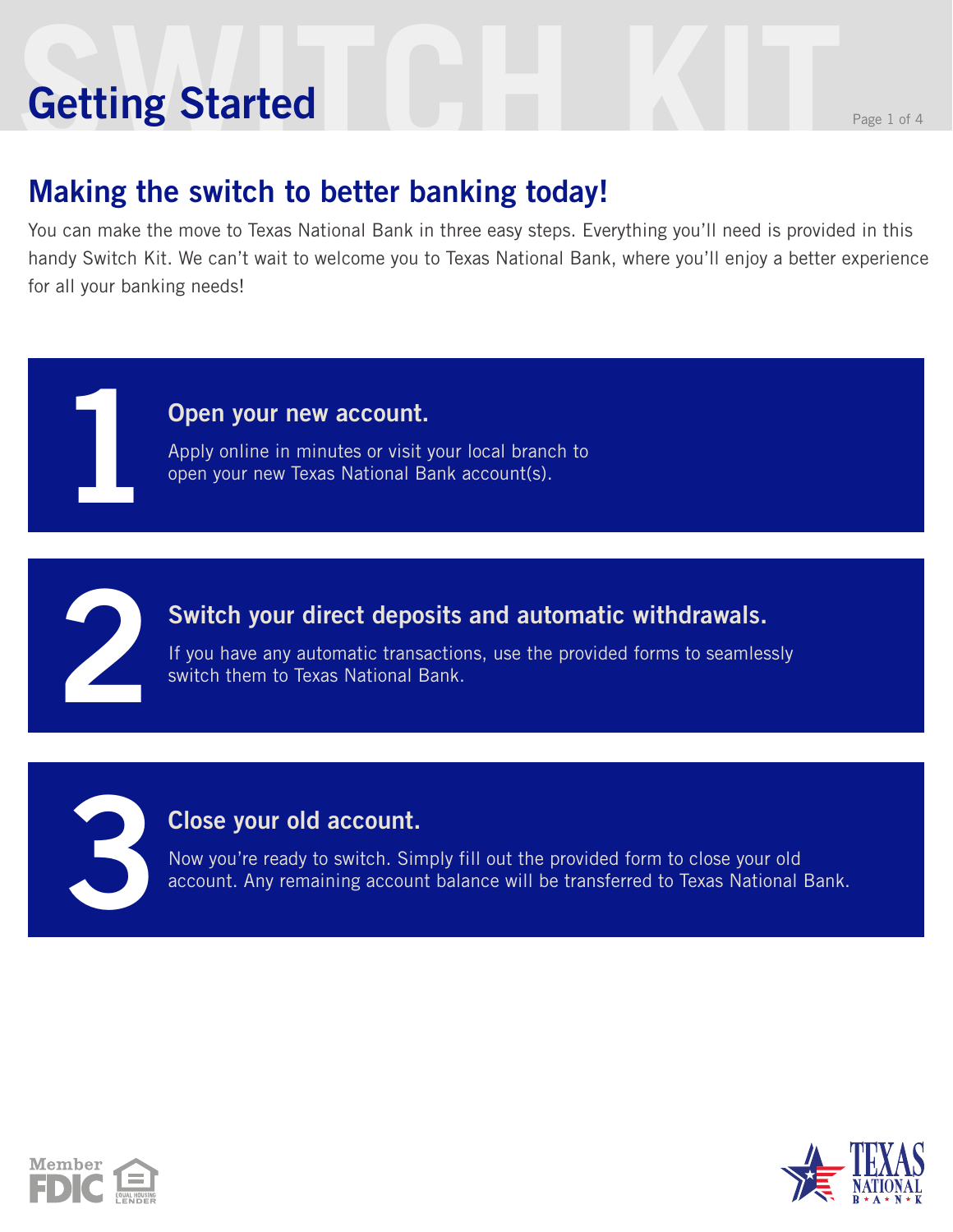# Getting Started

## Making the switch to better banking today!

You can make the move to Texas National Bank in three easy steps. Everything you'll need is provided in this handy Switch Kit. We can't wait to welcome you to Texas National Bank, where you'll enjoy a better experience for all your banking needs!

### 1 Open your new account.

Apply online in minutes or visit your local branch to open your new Texas National Bank account(s).

### 2 Switch your direct deposits and automatic withdrawals.

If you have any automatic transactions, use the provided forms to seamlessly switch them to Texas National Bank.

### 3 Close your old account.

Now you're ready to switch. Simply fill out the provided form to close your old account. Any remaining account balance will be transferred to Texas National Bank.

Member FDIC | Equal Housing Lender

Texas National Bank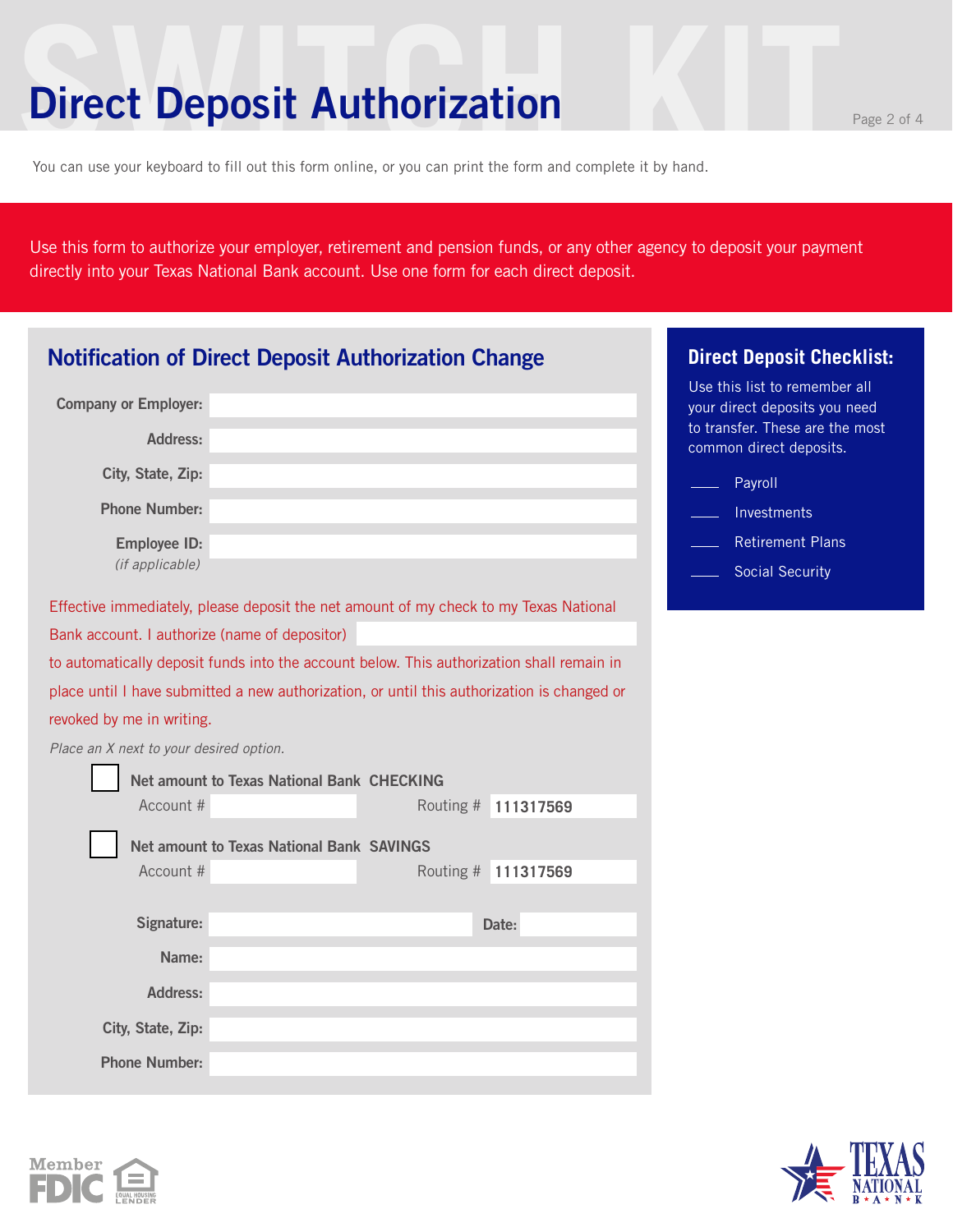# Direct Deposit Authorization

You can use your keyboard to fill out this form online, or you can print the form and complete it by hand.

Use this form to authorize your employer, retirement and pension funds, or any other agency to deposit your payment directly into your Texas National Bank account. Use one form for each direct deposit.

## Notification of Direct Deposit Authorization Change

**Company or Employer:** ______________________

**Address:** ______________________

**City, State, Zip:** ______________________

**Phone Number:** ______________________

**Employee ID:** ______________________
*(if applicable)*

Effective immediately, please deposit the net amount of my check to my Texas National Bank account. I authorize (name of depositor) ______________________ to automatically deposit funds into the account below. This authorization shall remain in place until I have submitted a new authorization, or until this authorization is changed or revoked by me in writing.

*Place an X next to your desired option.*

☐ **Net amount to Texas National Bank CHECKING**
Account # ______________ Routing # **111317569**

☐ **Net amount to Texas National Bank SAVINGS**
Account # ______________ Routing # **111317569**

**Signature:** ______________________ **Date:** __________

**Name:** ______________________

**Address:** ______________________

**City, State, Zip:** ______________________

**Phone Number:** ______________________

### Direct Deposit Checklist:

Use this list to remember all your direct deposits you need to transfer. These are the most common direct deposits.

- ____ Payroll
- ____ Investments
- ____ Retirement Plans
- ____ Social Security

Member FDIC

Equal Housing Lender

Texas National Bank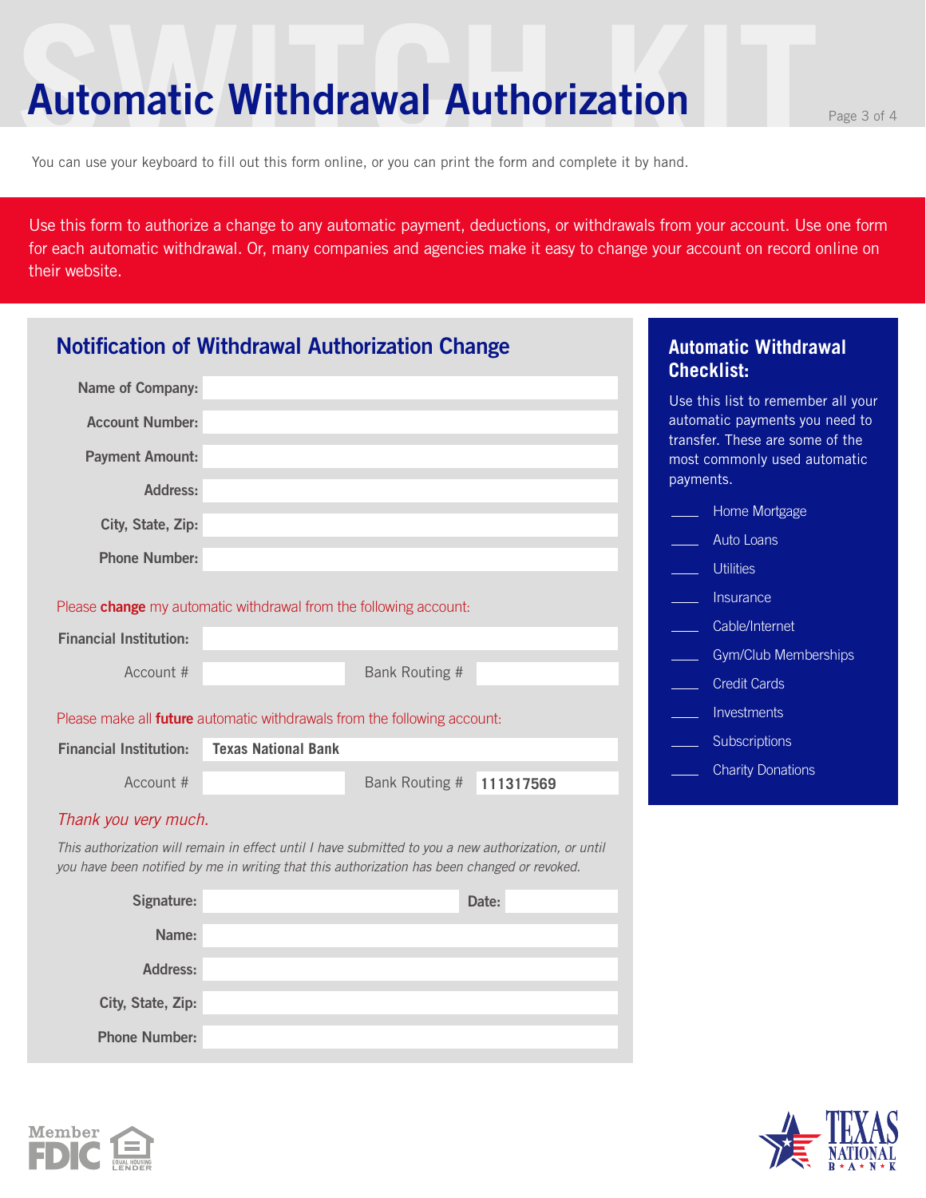# Automatic Withdrawal Authorization

You can use your keyboard to fill out this form online, or you can print the form and complete it by hand.

Use this form to authorize a change to any automatic payment, deductions, or withdrawals from your account. Use one form for each automatic withdrawal. Or, many companies and agencies make it easy to change your account on record online on their website.

## Notification of Withdrawal Authorization Change

**Name of Company:**

**Account Number:**

**Payment Amount:**

**Address:**

**City, State, Zip:**

**Phone Number:**

Please **change** my automatic withdrawal from the following account:

**Financial Institution:**

Account # | Bank Routing #

Please make all **future** automatic withdrawals from the following account:

**Financial Institution:** **Texas National Bank**

Account # | Bank Routing # **111317569**

*Thank you very much.*

*This authorization will remain in effect until I have submitted to you a new authorization, or until you have been notified by me in writing that this authorization has been changed or revoked.*

**Signature:** | **Date:**

**Name:**

**Address:**

**City, State, Zip:**

**Phone Number:**

## Automatic Withdrawal Checklist:

Use this list to remember all your automatic payments you need to transfer. These are some of the most commonly used automatic payments.

- ____ Home Mortgage
- ____ Auto Loans
- ____ Utilities
- ____ Insurance
- ____ Cable/Internet
- ____ Gym/Club Memberships
- ____ Credit Cards
- ____ Investments
- ____ Subscriptions
- ____ Charity Donations

Member FDIC | Equal Housing Lender

Texas National Bank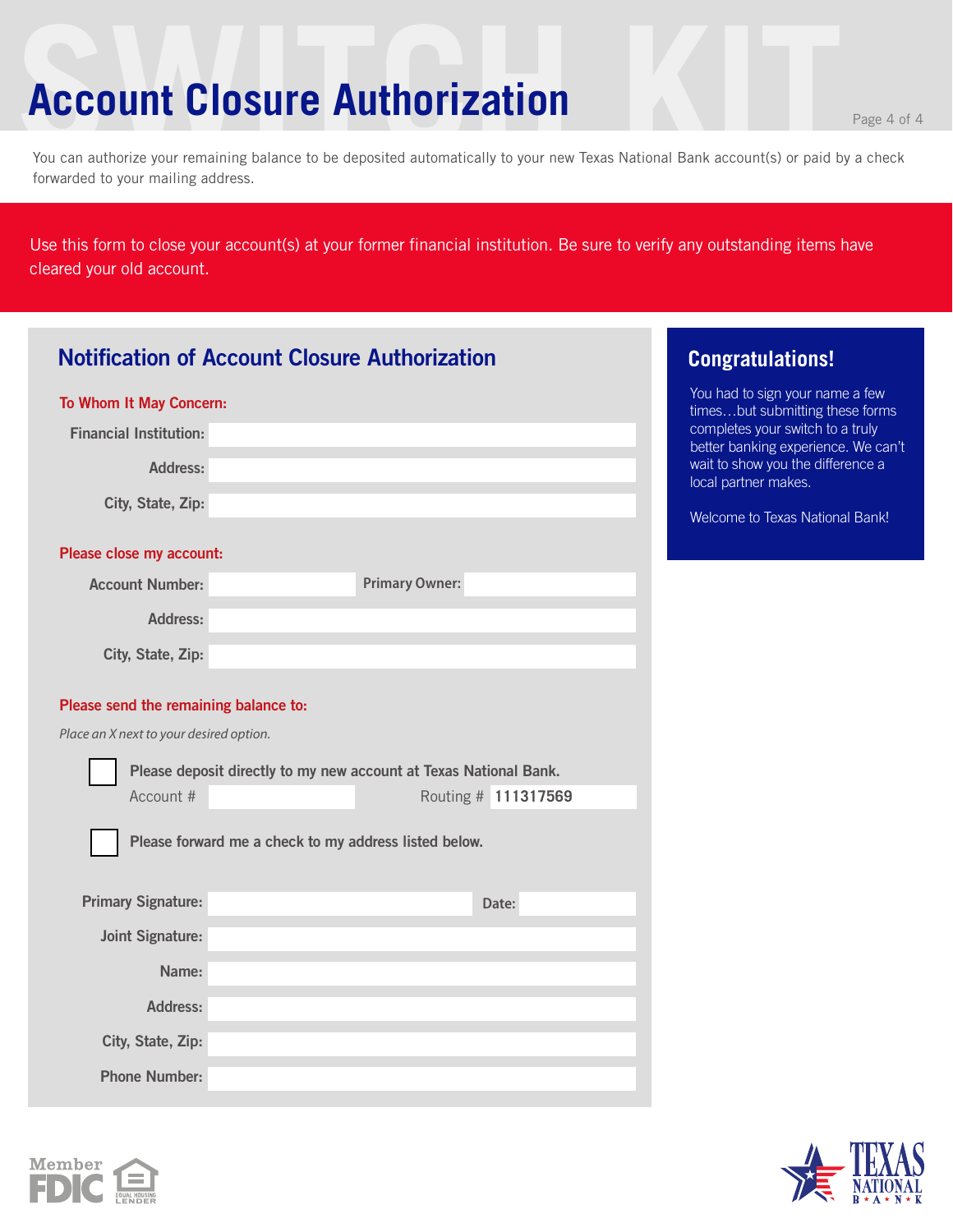# Account Closure Authorization

You can authorize your remaining balance to be deposited automatically to your new Texas National Bank account(s) or paid by a check forwarded to your mailing address.

Use this form to close your account(s) at your former financial institution. Be sure to verify any outstanding items have cleared your old account.

## Notification of Account Closure Authorization

**To Whom It May Concern:**

**Financial Institution:**

**Address:**

**City, State, Zip:**

**Please close my account:**

**Account Number:** **Primary Owner:**

**Address:**

**City, State, Zip:**

**Please send the remaining balance to:**

*Place an X next to your desired option.*

☐ **Please deposit directly to my new account at Texas National Bank.**

Account # Routing # **111317569**

☐ **Please forward me a check to my address listed below.**

**Primary Signature:** **Date:**

**Joint Signature:**

**Name:**

**Address:**

**City, State, Zip:**

**Phone Number:**

## Congratulations!

You had to sign your name a few times…but submitting these forms completes your switch to a truly better banking experience. We can't wait to show you the difference a local partner makes.

Welcome to Texas National Bank!

Member FDIC

Equal Housing Lender

Texas National Bank